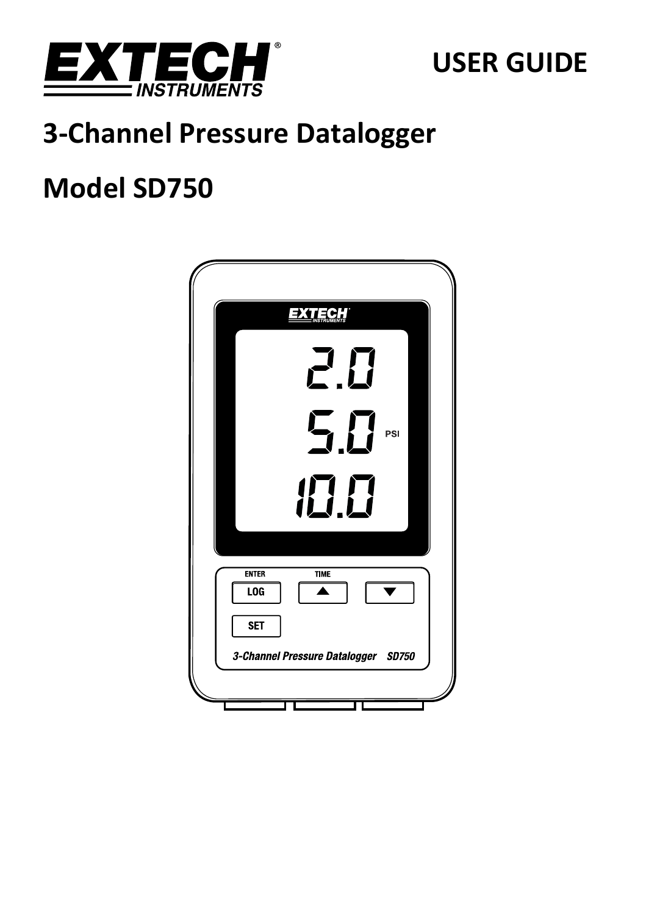# USER GUIDE

# 3-Channel Pressure Datalogger

# Model SD750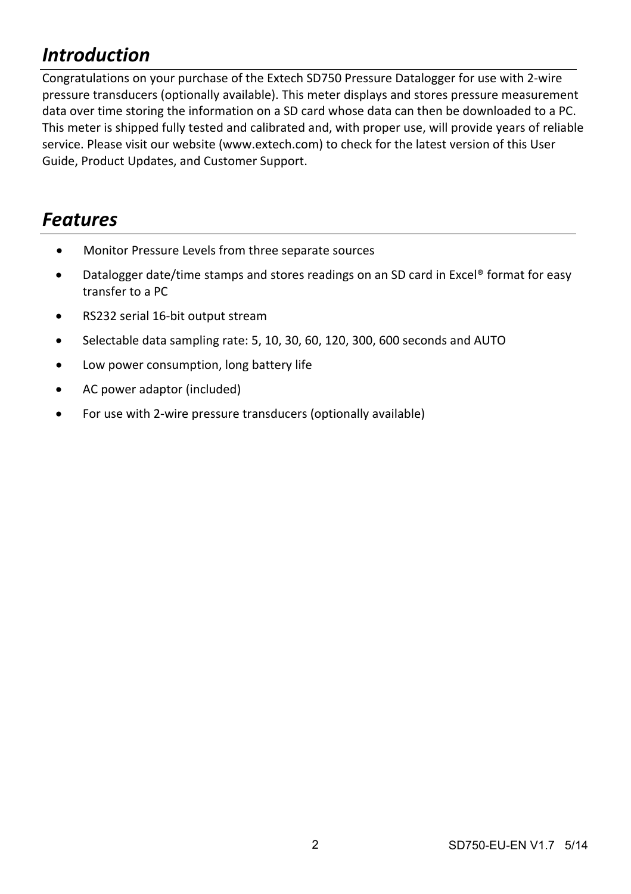## *Introduction*

Congratulations on your purchase of the Extech SD750 Pressure Datalogger for use with 2-wire pressure transducers (optionally available). This meter displays and stores pressure measurement data over time storing the information on a SD card whose data can then be downloaded to a PC. This meter is shipped fully tested and calibrated and, with proper use, will provide years of reliable service. Please visit our website (www.extech.com) to check for the latest version of this User Guide, Product Updates, and Customer Support.

## *Features*

- Monitor Pressure Levels from three separate sources
- Datalogger date/time stamps and stores readings on an SD card in Excel® format for easy transfer to a PC
- RS232 serial 16-bit output stream
- Selectable data sampling rate: 5, 10, 30, 60, 120, 300, 600 seconds and AUTO
- Low power consumption, long battery life
- AC power adaptor (included)
- For use with 2-wire pressure transducers (optionally available)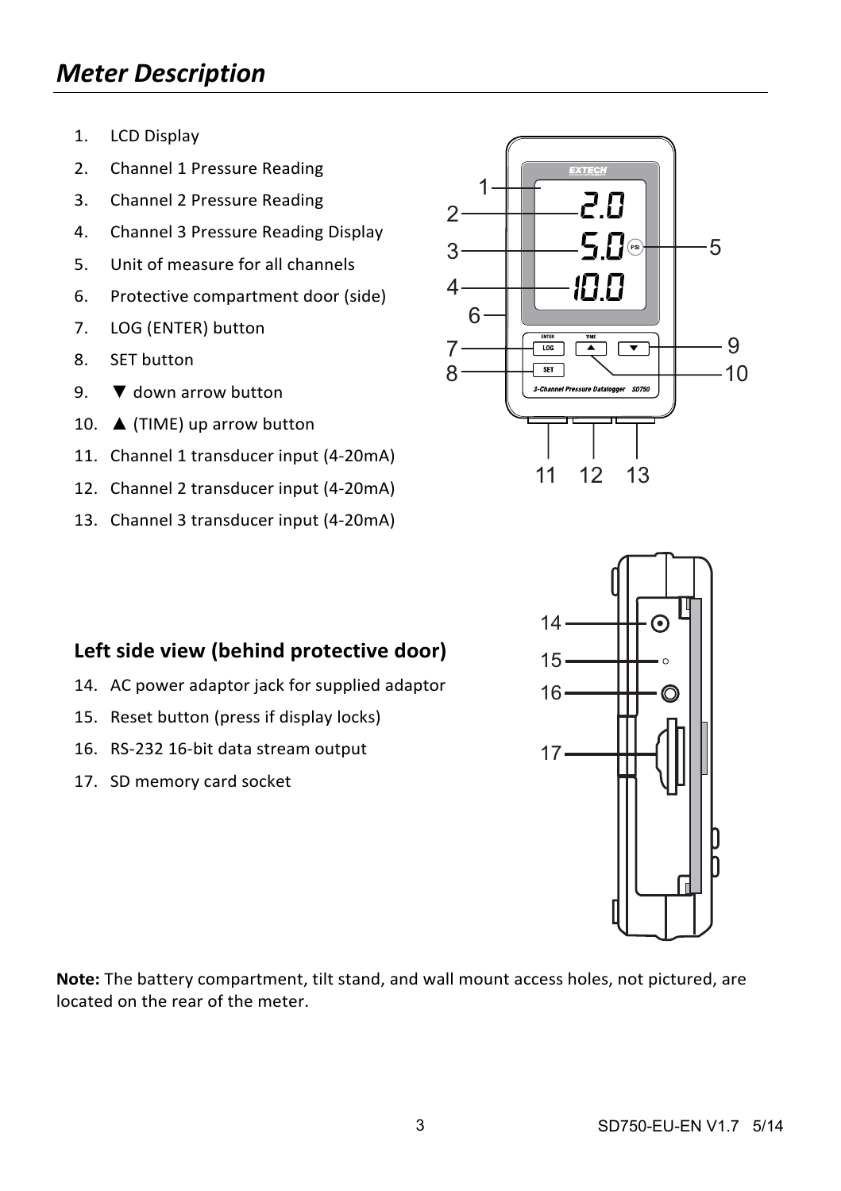## *Meter Description*

1. LCD Display
2. Channel 1 Pressure Reading
3. Channel 2 Pressure Reading
4. Channel 3 Pressure Reading Display
5. Unit of measure for all channels
6. Protective compartment door (side)
7. LOG (ENTER) button
8. SET button
9. ▼ down arrow button
10. ▲ (TIME) up arrow button
11. Channel 1 transducer input (4-20mA)
12. Channel 2 transducer input (4-20mA)
13. Channel 3 transducer input (4-20mA)

### Left side view (behind protective door)

14. AC power adaptor jack for supplied adaptor
15. Reset button (press if display locks)
16. RS-232 16-bit data stream output
17. SD memory card socket

**Note:** The battery compartment, tilt stand, and wall mount access holes, not pictured, are located on the rear of the meter.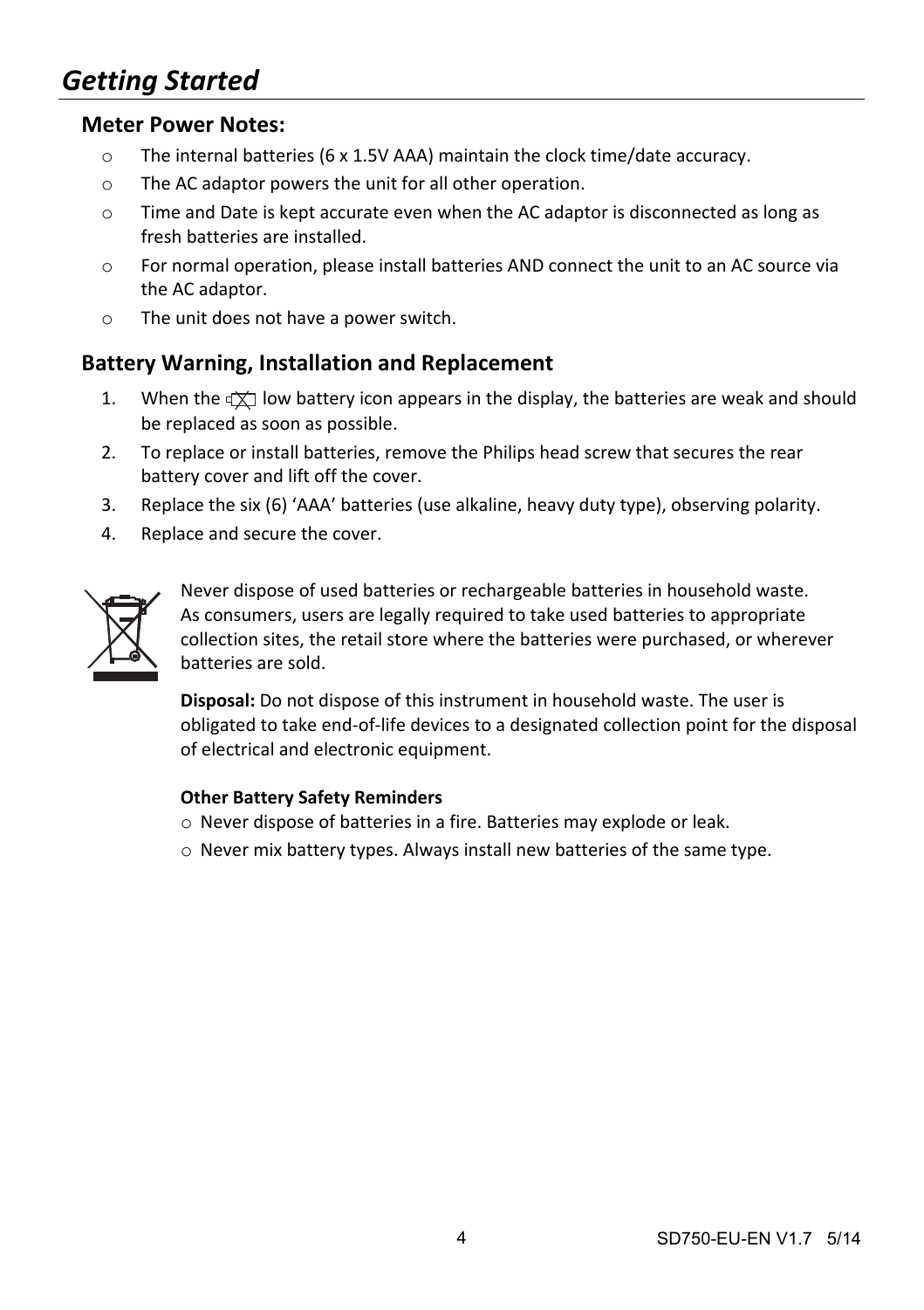# *Getting Started*

## Meter Power Notes:

- The internal batteries (6 x 1.5V AAA) maintain the clock time/date accuracy.
- The AC adaptor powers the unit for all other operation.
- Time and Date is kept accurate even when the AC adaptor is disconnected as long as fresh batteries are installed.
- For normal operation, please install batteries AND connect the unit to an AC source via the AC adaptor.
- The unit does not have a power switch.

## Battery Warning, Installation and Replacement

1. When the low battery icon appears in the display, the batteries are weak and should be replaced as soon as possible.
2. To replace or install batteries, remove the Philips head screw that secures the rear battery cover and lift off the cover.
3. Replace the six (6) 'AAA' batteries (use alkaline, heavy duty type), observing polarity.
4. Replace and secure the cover.

Never dispose of used batteries or rechargeable batteries in household waste. As consumers, users are legally required to take used batteries to appropriate collection sites, the retail store where the batteries were purchased, or wherever batteries are sold.

**Disposal:** Do not dispose of this instrument in household waste. The user is obligated to take end-of-life devices to a designated collection point for the disposal of electrical and electronic equipment.

**Other Battery Safety Reminders**

- Never dispose of batteries in a fire. Batteries may explode or leak.
- Never mix battery types. Always install new batteries of the same type.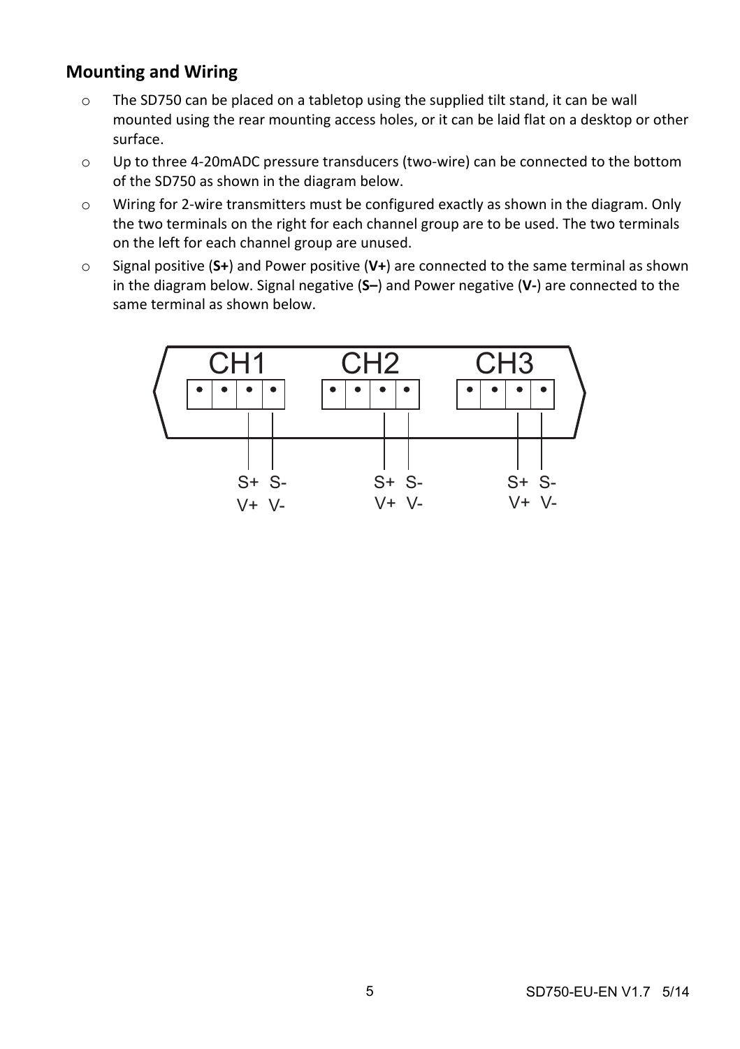## Mounting and Wiring

- The SD750 can be placed on a tabletop using the supplied tilt stand, it can be wall mounted using the rear mounting access holes, or it can be laid flat on a desktop or other surface.
- Up to three 4-20mADC pressure transducers (two-wire) can be connected to the bottom of the SD750 as shown in the diagram below.
- Wiring for 2-wire transmitters must be configured exactly as shown in the diagram. Only the two terminals on the right for each channel group are to be used. The two terminals on the left for each channel group are unused.
- Signal positive (**S+**) and Power positive (**V+**) are connected to the same terminal as shown in the diagram below. Signal negative (**S–**) and Power negative (**V-**) are connected to the same terminal as shown below.

CH1 CH2 CH3

S+ S- S+ S- S+ S-
V+ V- V+ V- V+ V-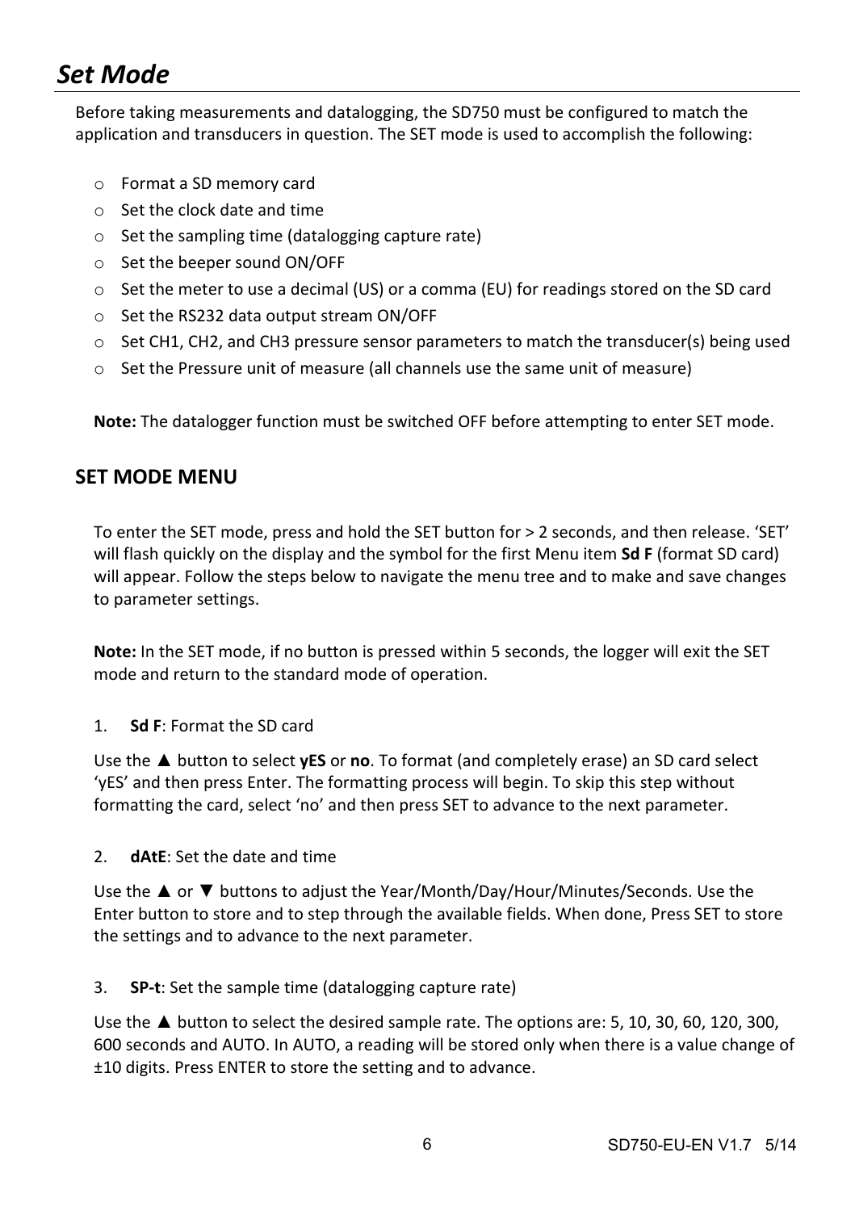# *Set Mode*

Before taking measurements and datalogging, the SD750 must be configured to match the application and transducers in question. The SET mode is used to accomplish the following:

- Format a SD memory card
- Set the clock date and time
- Set the sampling time (datalogging capture rate)
- Set the beeper sound ON/OFF
- Set the meter to use a decimal (US) or a comma (EU) for readings stored on the SD card
- Set the RS232 data output stream ON/OFF
- Set CH1, CH2, and CH3 pressure sensor parameters to match the transducer(s) being used
- Set the Pressure unit of measure (all channels use the same unit of measure)

**Note:** The datalogger function must be switched OFF before attempting to enter SET mode.

## SET MODE MENU

To enter the SET mode, press and hold the SET button for > 2 seconds, and then release. 'SET' will flash quickly on the display and the symbol for the first Menu item **Sd F** (format SD card) will appear. Follow the steps below to navigate the menu tree and to make and save changes to parameter settings.

**Note:** In the SET mode, if no button is pressed within 5 seconds, the logger will exit the SET mode and return to the standard mode of operation.

1. **Sd F**: Format the SD card

   Use the ▲ button to select **yES** or **no**. To format (and completely erase) an SD card select 'yES' and then press Enter. The formatting process will begin. To skip this step without formatting the card, select 'no' and then press SET to advance to the next parameter.

2. **dAtE**: Set the date and time

   Use the ▲ or ▼ buttons to adjust the Year/Month/Day/Hour/Minutes/Seconds. Use the Enter button to store and to step through the available fields. When done, Press SET to store the settings and to advance to the next parameter.

3. **SP-t**: Set the sample time (datalogging capture rate)

   Use the ▲ button to select the desired sample rate. The options are: 5, 10, 30, 60, 120, 300, 600 seconds and AUTO. In AUTO, a reading will be stored only when there is a value change of ±10 digits. Press ENTER to store the setting and to advance.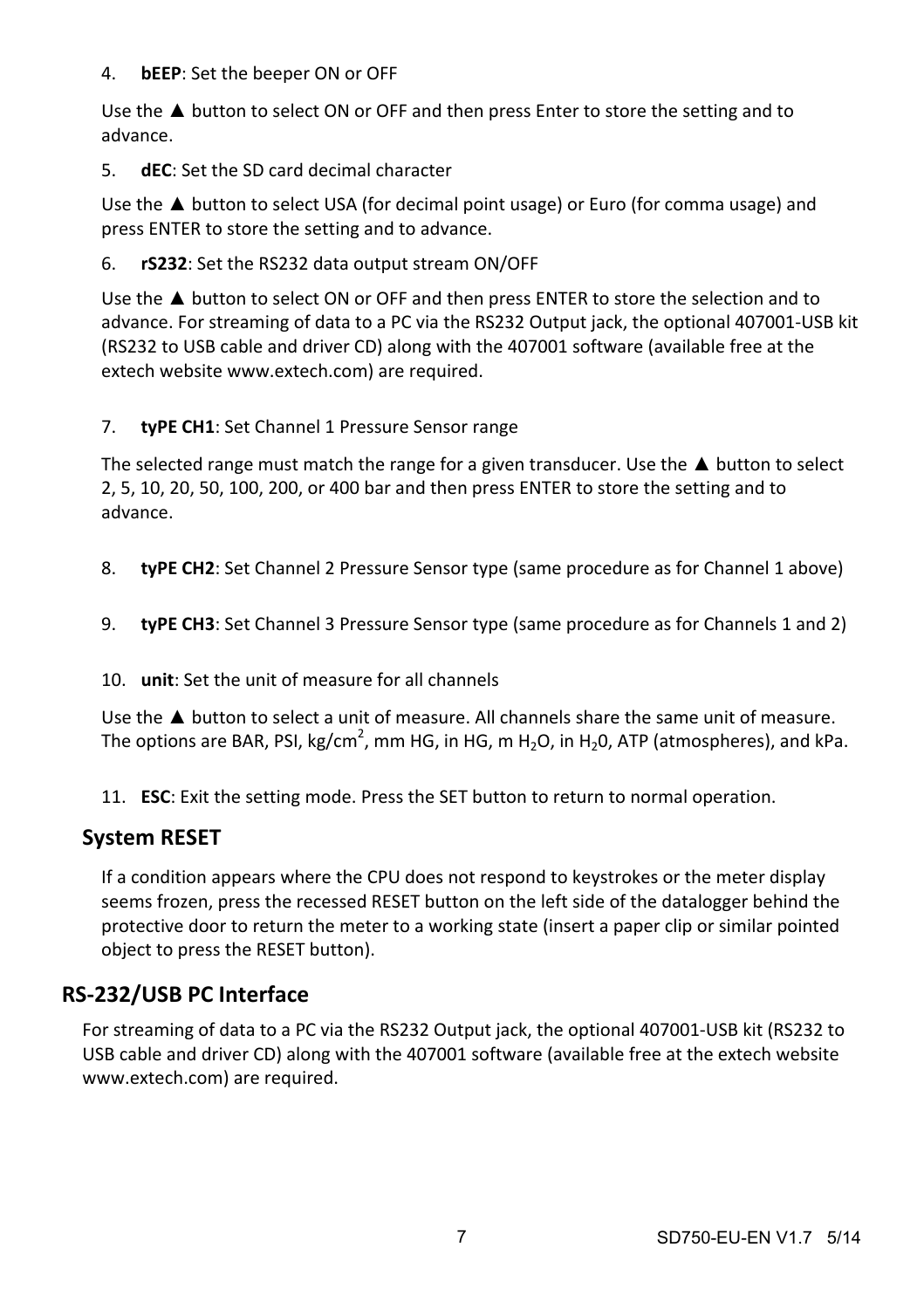4. **bEEP**: Set the beeper ON or OFF

   Use the ▲ button to select ON or OFF and then press Enter to store the setting and to advance.

5. **dEC**: Set the SD card decimal character

   Use the ▲ button to select USA (for decimal point usage) or Euro (for comma usage) and press ENTER to store the setting and to advance.

6. **rS232**: Set the RS232 data output stream ON/OFF

   Use the ▲ button to select ON or OFF and then press ENTER to store the selection and to advance. For streaming of data to a PC via the RS232 Output jack, the optional 407001-USB kit (RS232 to USB cable and driver CD) along with the 407001 software (available free at the extech website www.extech.com) are required.

7. **tyPE CH1**: Set Channel 1 Pressure Sensor range

   The selected range must match the range for a given transducer. Use the ▲ button to select 2, 5, 10, 20, 50, 100, 200, or 400 bar and then press ENTER to store the setting and to advance.

8. **tyPE CH2**: Set Channel 2 Pressure Sensor type (same procedure as for Channel 1 above)

9. **tyPE CH3**: Set Channel 3 Pressure Sensor type (same procedure as for Channels 1 and 2)

10. **unit**: Set the unit of measure for all channels

    Use the ▲ button to select a unit of measure. All channels share the same unit of measure. The options are BAR, PSI, kg/cm$^2$, mm HG, in HG, m $H_2O$, in $H_20$, ATP (atmospheres), and kPa.

11. **ESC**: Exit the setting mode. Press the SET button to return to normal operation.

### System RESET

If a condition appears where the CPU does not respond to keystrokes or the meter display seems frozen, press the recessed RESET button on the left side of the datalogger behind the protective door to return the meter to a working state (insert a paper clip or similar pointed object to press the RESET button).

## RS-232/USB PC Interface

For streaming of data to a PC via the RS232 Output jack, the optional 407001-USB kit (RS232 to USB cable and driver CD) along with the 407001 software (available free at the extech website www.extech.com) are required.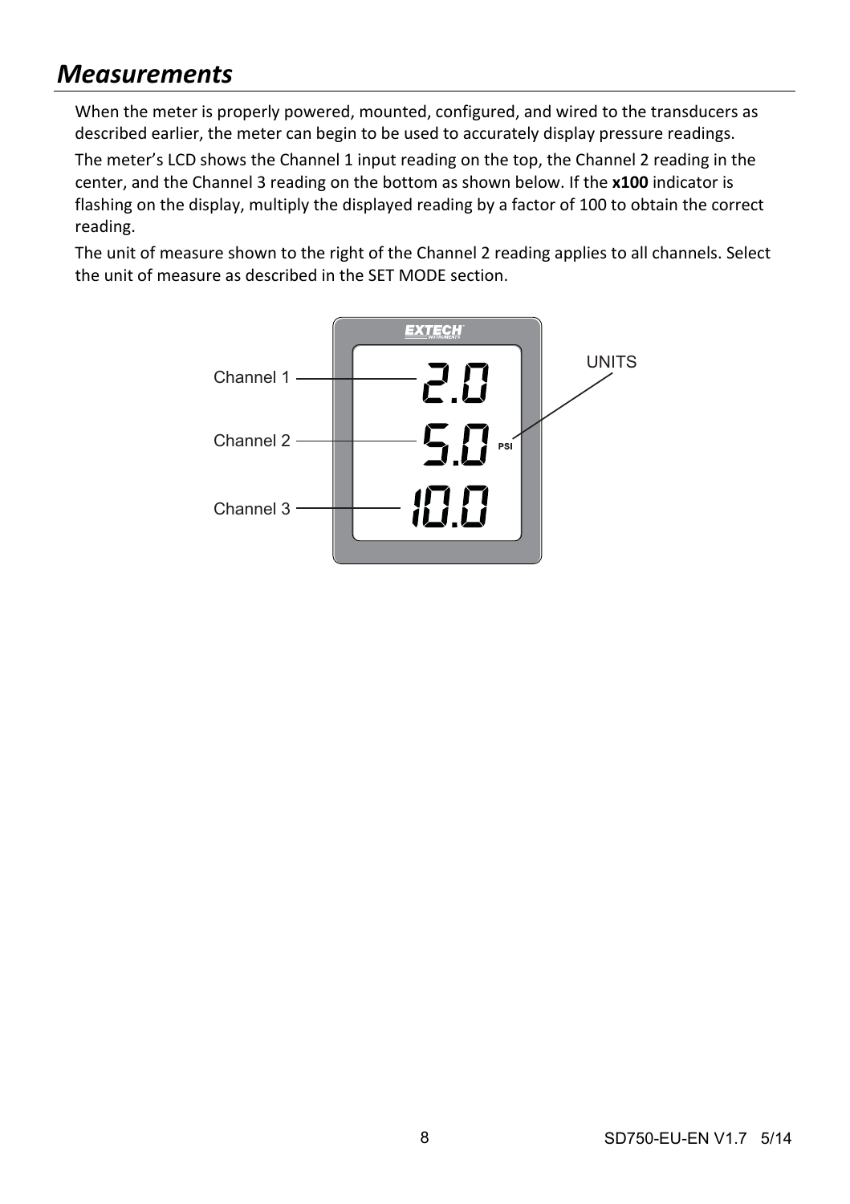# Measurements

When the meter is properly powered, mounted, configured, and wired to the transducers as described earlier, the meter can begin to be used to accurately display pressure readings.

The meter's LCD shows the Channel 1 input reading on the top, the Channel 2 reading in the center, and the Channel 3 reading on the bottom as shown below. If the **x100** indicator is flashing on the display, multiply the displayed reading by a factor of 100 to obtain the correct reading.

The unit of measure shown to the right of the Channel 2 reading applies to all channels. Select the unit of measure as described in the SET MODE section.

Channel 1 — 2.0

Channel 2 — 5.0 PSI

Channel 3 — 10.0

UNITS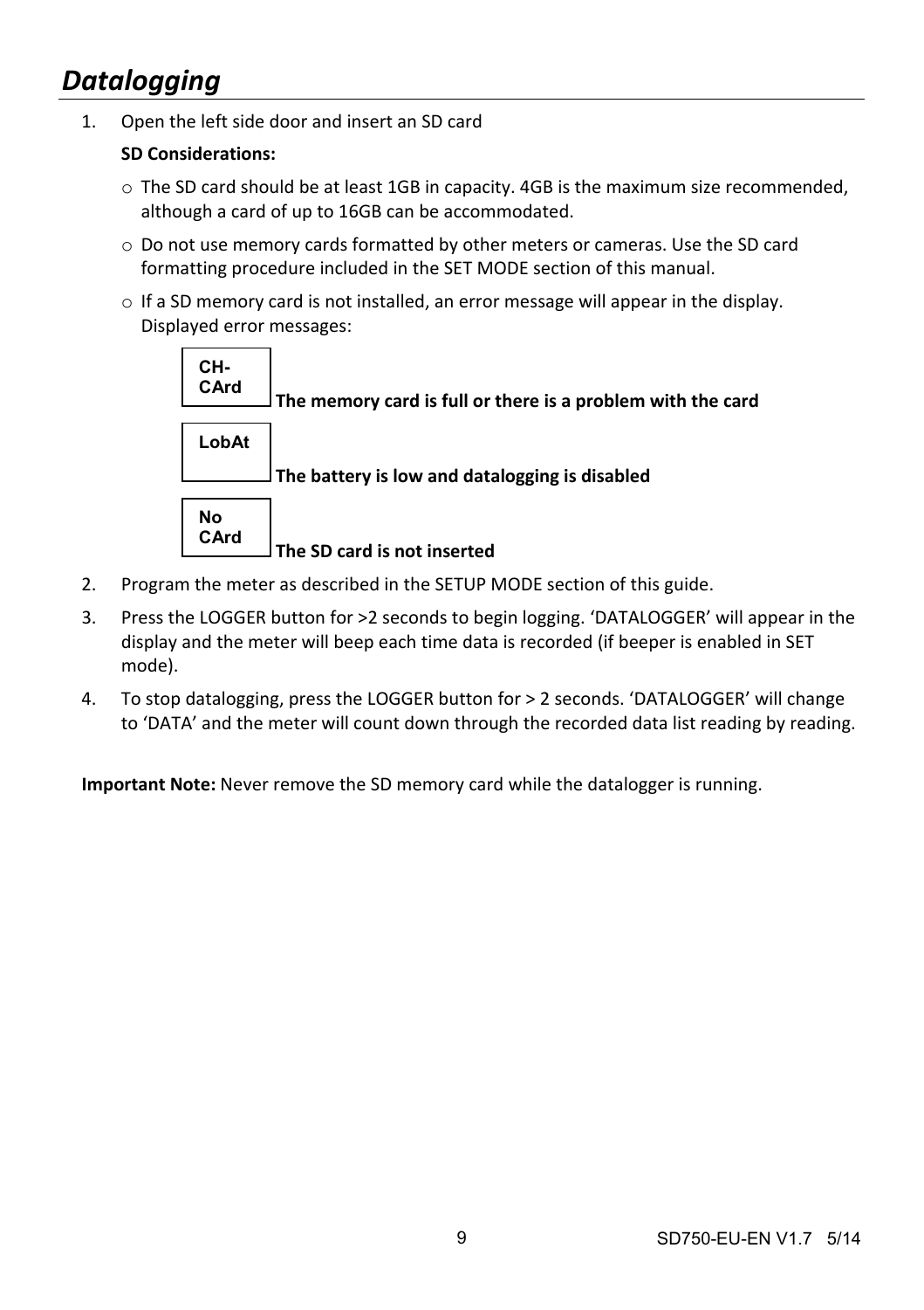## *Datalogging*

1. Open the left side door and insert an SD card

   **SD Considerations:**

   - The SD card should be at least 1GB in capacity. 4GB is the maximum size recommended, although a card of up to 16GB can be accommodated.
   - Do not use memory cards formatted by other meters or cameras. Use the SD card formatting procedure included in the SET MODE section of this manual.
   - If a SD memory card is not installed, an error message will appear in the display. Displayed error messages:

   | Display | Meaning |
   | --- | --- |
   | CH-CArd | **The memory card is full or there is a problem with the card** |
   | LobAt | **The battery is low and datalogging is disabled** |
   | No CArd | **The SD card is not inserted** |

2. Program the meter as described in the SETUP MODE section of this guide.
3. Press the LOGGER button for >2 seconds to begin logging. 'DATALOGGER' will appear in the display and the meter will beep each time data is recorded (if beeper is enabled in SET mode).
4. To stop datalogging, press the LOGGER button for > 2 seconds. 'DATALOGGER' will change to 'DATA' and the meter will count down through the recorded data list reading by reading.

**Important Note:** Never remove the SD memory card while the datalogger is running.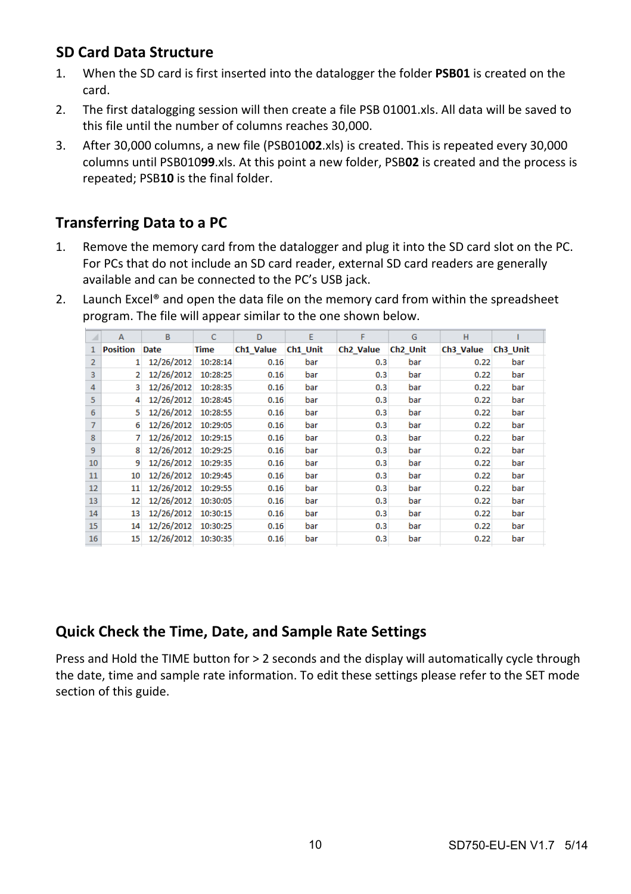## SD Card Data Structure

1. When the SD card is first inserted into the datalogger the folder **PSB01** is created on the card.
2. The first datalogging session will then create a file PSB 01001.xls. All data will be saved to this file until the number of columns reaches 30,000.
3. After 30,000 columns, a new file (PSB010**02**.xls) is created. This is repeated every 30,000 columns until PSB010**99**.xls. At this point a new folder, PSB**02** is created and the process is repeated; PSB**10** is the final folder.

## Transferring Data to a PC

1. Remove the memory card from the datalogger and plug it into the SD card slot on the PC. For PCs that do not include an SD card reader, external SD card readers are generally available and can be connected to the PC's USB jack.
2. Launch Excel® and open the data file on the memory card from within the spreadsheet program. The file will appear similar to the one shown below.

| | A | B | C | D | E | F | G | H | I |
|---|---|---|---|---|---|---|---|---|---|
| 1 | Position | Date | Time | Ch1_Value | Ch1_Unit | Ch2_Value | Ch2_Unit | Ch3_Value | Ch3_Unit |
| 2 | 1 | 12/26/2012 | 10:28:14 | 0.16 | bar | 0.3 | bar | 0.22 | bar |
| 3 | 2 | 12/26/2012 | 10:28:25 | 0.16 | bar | 0.3 | bar | 0.22 | bar |
| 4 | 3 | 12/26/2012 | 10:28:35 | 0.16 | bar | 0.3 | bar | 0.22 | bar |
| 5 | 4 | 12/26/2012 | 10:28:45 | 0.16 | bar | 0.3 | bar | 0.22 | bar |
| 6 | 5 | 12/26/2012 | 10:28:55 | 0.16 | bar | 0.3 | bar | 0.22 | bar |
| 7 | 6 | 12/26/2012 | 10:29:05 | 0.16 | bar | 0.3 | bar | 0.22 | bar |
| 8 | 7 | 12/26/2012 | 10:29:15 | 0.16 | bar | 0.3 | bar | 0.22 | bar |
| 9 | 8 | 12/26/2012 | 10:29:25 | 0.16 | bar | 0.3 | bar | 0.22 | bar |
| 10 | 9 | 12/26/2012 | 10:29:35 | 0.16 | bar | 0.3 | bar | 0.22 | bar |
| 11 | 10 | 12/26/2012 | 10:29:45 | 0.16 | bar | 0.3 | bar | 0.22 | bar |
| 12 | 11 | 12/26/2012 | 10:29:55 | 0.16 | bar | 0.3 | bar | 0.22 | bar |
| 13 | 12 | 12/26/2012 | 10:30:05 | 0.16 | bar | 0.3 | bar | 0.22 | bar |
| 14 | 13 | 12/26/2012 | 10:30:15 | 0.16 | bar | 0.3 | bar | 0.22 | bar |
| 15 | 14 | 12/26/2012 | 10:30:25 | 0.16 | bar | 0.3 | bar | 0.22 | bar |
| 16 | 15 | 12/26/2012 | 10:30:35 | 0.16 | bar | 0.3 | bar | 0.22 | bar |

## Quick Check the Time, Date, and Sample Rate Settings

Press and Hold the TIME button for > 2 seconds and the display will automatically cycle through the date, time and sample rate information. To edit these settings please refer to the SET mode section of this guide.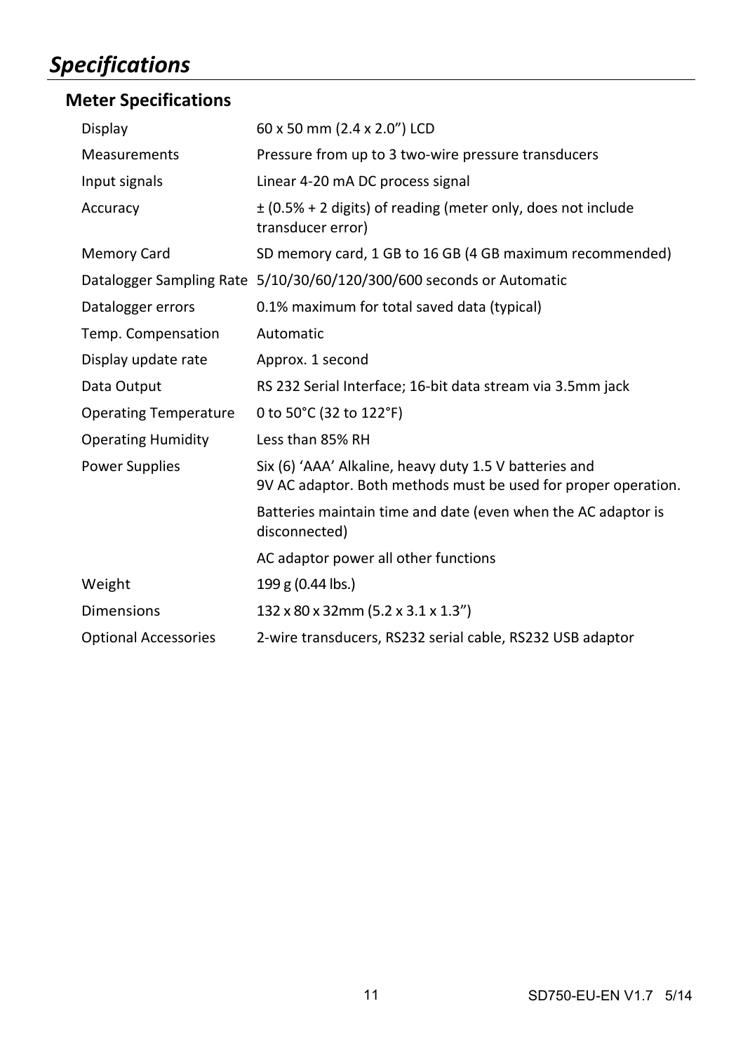// Specifications

## Meter Specifications

| | |
|---|---|
| Display | 60 x 50 mm (2.4 x 2.0") LCD |
| Measurements | Pressure from up to 3 two-wire pressure transducers |
| Input signals | Linear 4-20 mA DC process signal |
| Accuracy | ± (0.5% + 2 digits) of reading (meter only, does not include transducer error) |
| Memory Card | SD memory card, 1 GB to 16 GB (4 GB maximum recommended) |
| Datalogger Sampling Rate | 5/10/30/60/120/300/600 seconds or Automatic |
| Datalogger errors | 0.1% maximum for total saved data (typical) |
| Temp. Compensation | Automatic |
| Display update rate | Approx. 1 second |
| Data Output | RS 232 Serial Interface; 16-bit data stream via 3.5mm jack |
| Operating Temperature | 0 to 50°C (32 to 122°F) |
| Operating Humidity | Less than 85% RH |
| Power Supplies | Six (6) 'AAA' Alkaline, heavy duty 1.5 V batteries and 9V AC adaptor. Both methods must be used for proper operation. |
| | Batteries maintain time and date (even when the AC adaptor is disconnected) |
| | AC adaptor power all other functions |
| Weight | 199 g (0.44 lbs.) |
| Dimensions | 132 x 80 x 32mm (5.2 x 3.1 x 1.3") |
| Optional Accessories | 2-wire transducers, RS232 serial cable, RS232 USB adaptor |

# *Specifications*

## Meter Specifications

| | |
|---|---|
| Display | 60 x 50 mm (2.4 x 2.0") LCD |
| Measurements | Pressure from up to 3 two-wire pressure transducers |
| Input signals | Linear 4-20 mA DC process signal |
| Accuracy | ± (0.5% + 2 digits) of reading (meter only, does not include transducer error) |
| Memory Card | SD memory card, 1 GB to 16 GB (4 GB maximum recommended) |
| Datalogger Sampling Rate | 5/10/30/60/120/300/600 seconds or Automatic |
| Datalogger errors | 0.1% maximum for total saved data (typical) |
| Temp. Compensation | Automatic |
| Display update rate | Approx. 1 second |
| Data Output | RS 232 Serial Interface; 16-bit data stream via 3.5mm jack |
| Operating Temperature | 0 to 50°C (32 to 122°F) |
| Operating Humidity | Less than 85% RH |
| Power Supplies | Six (6) 'AAA' Alkaline, heavy duty 1.5 V batteries and 9V AC adaptor. Both methods must be used for proper operation. |
| | Batteries maintain time and date (even when the AC adaptor is disconnected) |
| | AC adaptor power all other functions |
| Weight | 199 g (0.44 lbs.) |
| Dimensions | 132 x 80 x 32mm (5.2 x 3.1 x 1.3") |
| Optional Accessories | 2-wire transducers, RS232 serial cable, RS232 USB adaptor |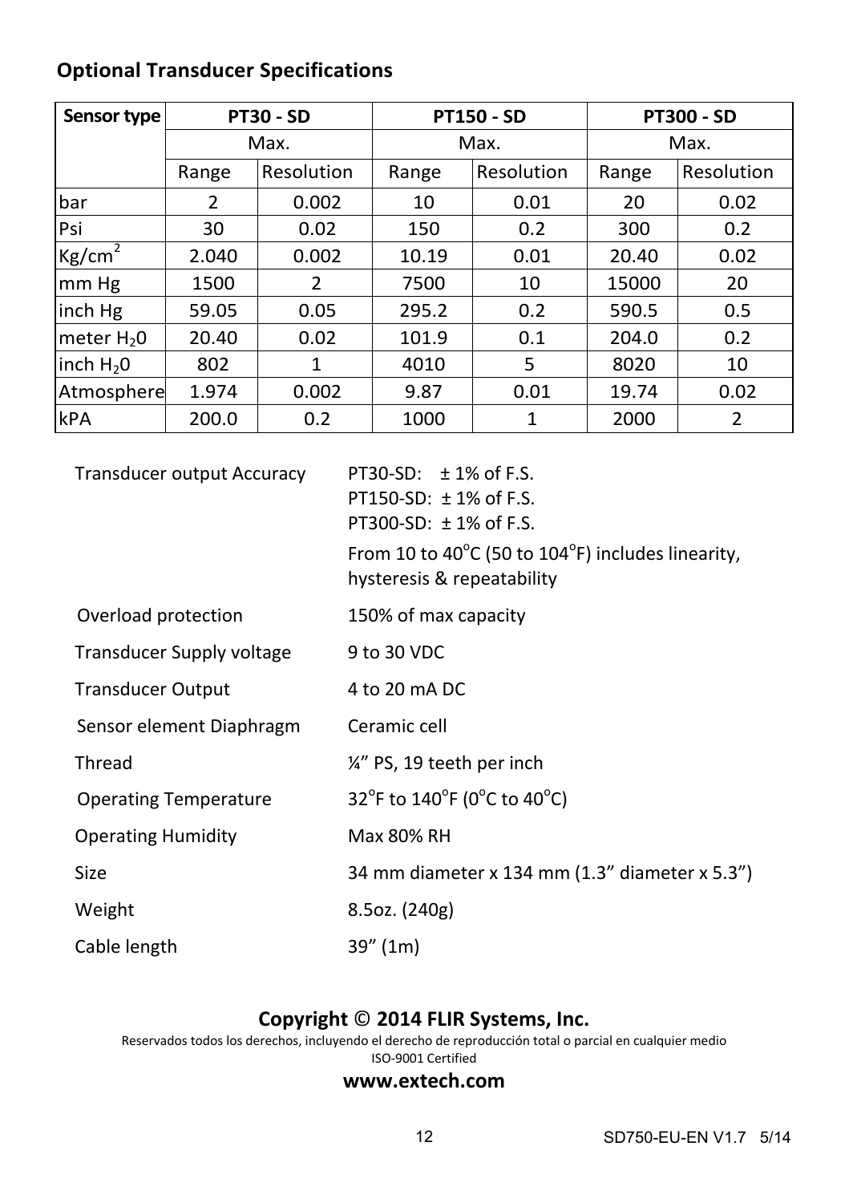## Optional Transducer Specifications

| Sensor type | PT30 - SD | | PT150 - SD | | PT300 - SD | |
|---|---|---|---|---|---|---|
| | Max. | | Max. | | Max. | |
| | Range | Resolution | Range | Resolution | Range | Resolution |
| bar | 2 | 0.002 | 10 | 0.01 | 20 | 0.02 |
| Psi | 30 | 0.02 | 150 | 0.2 | 300 | 0.2 |
| $Kg/cm^2$ | 2.040 | 0.002 | 10.19 | 0.01 | 20.40 | 0.02 |
| mm Hg | 1500 | 2 | 7500 | 10 | 15000 | 20 |
| inch Hg | 59.05 | 0.05 | 295.2 | 0.2 | 590.5 | 0.5 |
| meter $H_20$ | 20.40 | 0.02 | 101.9 | 0.1 | 204.0 | 0.2 |
| inch $H_20$ | 802 | 1 | 4010 | 5 | 8020 | 10 |
| Atmosphere | 1.974 | 0.002 | 9.87 | 0.01 | 19.74 | 0.02 |
| kPA | 200.0 | 0.2 | 1000 | 1 | 2000 | 2 |

| | |
|---|---|
| Transducer output Accuracy | PT30-SD: ± 1% of F.S.<br>PT150-SD: ± 1% of F.S.<br>PT300-SD: ± 1% of F.S.<br>From 10 to 40°C (50 to 104°F) includes linearity, hysteresis & repeatability |
| Overload protection | 150% of max capacity |
| Transducer Supply voltage | 9 to 30 VDC |
| Transducer Output | 4 to 20 mA DC |
| Sensor element Diaphragm | Ceramic cell |
| Thread | ¼" PS, 19 teeth per inch |
| Operating Temperature | 32°F to 140°F (0°C to 40°C) |
| Operating Humidity | Max 80% RH |
| Size | 34 mm diameter x 134 mm (1.3" diameter x 5.3") |
| Weight | 8.5oz. (240g) |
| Cable length | 39" (1m) |

**Copyright © 2014 FLIR Systems, Inc.**

Reservados todos los derechos, incluyendo el derecho de reproducción total o parcial en cualquier medio

ISO-9001 Certified

**www.extech.com**

SD750-EU-EN V1.7 5/14